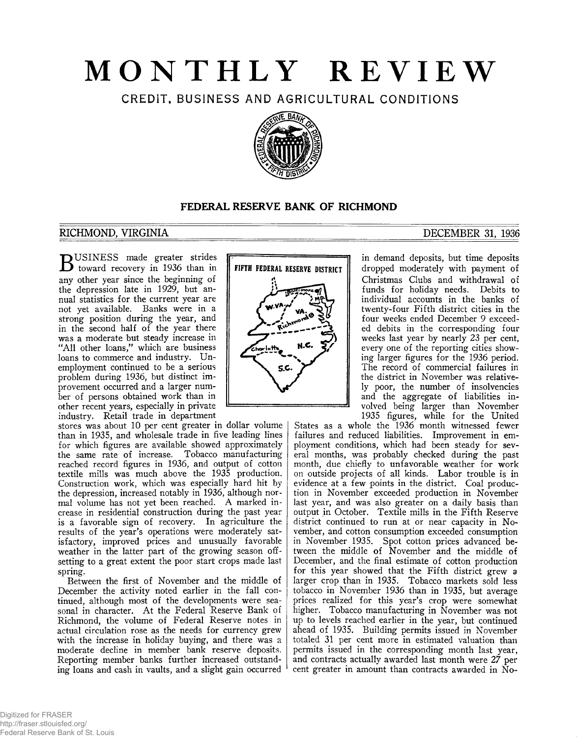# MONTHLY REVIEW

## CREDIT, BUSINESS AND AGRICULTURAL CONDITIONS

### FEDERAL RESERVE BANK OF RICHMOND

RICHMOND, VIRGINIA — DECEMBER 31, 1936

FIFTH FEDERAL RESERVE DISTRICT

BUSINESS made greater strides toward recovery in 1936 than in any other year since the beginning of the depression late in 1929, but annual statistics for the current year are not yet available. Banks were in a strong position during the year, and in the second half of the year there was a moderate but steady increase in "All other loans," which are business loans to commerce and industry. Unemployment continued to be a serious problem during 1936, but distinct improvement occurred and a larger number of persons obtained work than in other recent years, especially in private industry. Retail trade in department stores was about 10 per cent greater in dollar volume than in 1935, and wholesale trade in five leading lines for which figures are available showed approximately the same rate of increase. Tobacco manufacturing reached record figures in 1936, and output of cotton textile mills was much above the 1935 production. Construction work, which was especially hard hit by the depression, increased notably in 1936, although normal volume has not yet been reached. A marked increase in residential construction during the past year is a favorable sign of recovery. In agriculture the results of the year's operations were moderately satisfactory, improved prices and unusually favorable weather in the latter part of the growing season offsetting to a great extent the poor start crops made last spring.

Between the first of November and the middle of December the activity noted earlier in the fall continued, although most of the developments were seasonal in character. At the Federal Reserve Bank of Richmond, the volume of Federal Reserve notes in actual circulation rose as the needs for currency grew with the increase in holiday buying, and there was a moderate decline in member bank reserve deposits. Reporting member banks further increased outstanding loans and cash in vaults, and a slight gain occurred in demand deposits, but time deposits dropped moderately with payment of Christmas Clubs and withdrawal of funds for holiday needs. Debits to individual accounts in the banks of twenty-four Fifth district cities in the four weeks ended December 9 exceeded debits in the corresponding four weeks last year by nearly 23 per cent, every one of the reporting cities showing larger figures for the 1936 period. The record of commercial failures in the district in November was relatively poor, the number of insolvencies and the aggregate of liabilities involved being larger than November 1935 figures, while for the United States as a whole the 1936 month witnessed fewer failures and reduced liabilities. Improvement in employment conditions, which had been steady for several months, was probably checked during the past month, due chiefly to unfavorable weather for work on outside projects of all kinds. Labor trouble is in evidence at a few points in the district. Coal production in November exceeded production in November last year, and was also greater on a daily basis than output in October. Textile mills in the Fifth Reserve district continued to run at or near capacity in November, and cotton consumption exceeded consumption in November 1935. Spot cotton prices advanced between the middle of November and the middle of December, and the final estimate of cotton production for this year showed that the Fifth district grew a larger crop than in 1935. Tobacco markets sold less tobacco in November 1936 than in 1935, but average prices realized for this year's crop were somewhat higher. Tobacco manufacturing in November was not up to levels reached earlier in the year, but continued ahead of 1935. Building permits issued in November totaled 31 per cent more in estimated valuation than permits issued in the corresponding month last year, and contracts actually awarded last month were 27 per cent greater in amount than contracts awarded in No-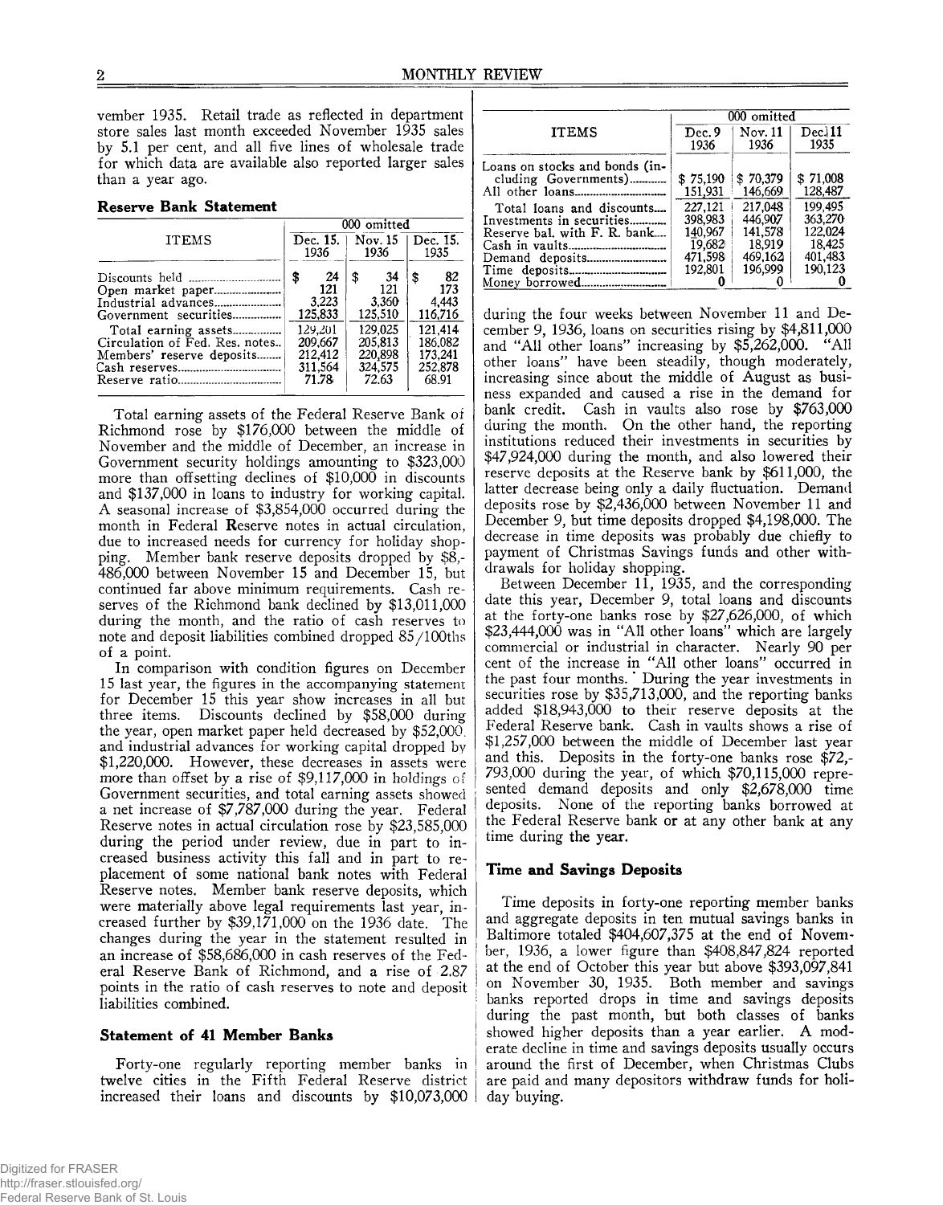vember 1935. Retail trade as reflected in department store sales last month exceeded November 1935 sales by 5.1 per cent, and all five lines of wholesale trade for which data are available also reported larger sales than a year ago.

### Reserve Bank Statement

| ITEMS | 000 omitted | | |
|---|---|---|---|
| | Dec. 15. 1936 | Nov. 15 1936 | Dec. 15. 1935 |
| Discounts held | $ 24 | $ 34 | $ 82 |
| Open market paper | 121 | 121 | 173 |
| Industrial advances | 3,223 | 3,360 | 4,443 |
| Government securities | 125,833 | 125,510 | 116,716 |
| Total earning assets | 129,201 | 129,025 | 121,414 |
| Circulation of Fed. Res. notes | 209,667 | 205,813 | 186,082 |
| Members' reserve deposits | 212,412 | 220,898 | 173,241 |
| Cash reserves | 311,564 | 324,575 | 252,878 |
| Reserve ratio | 71.78 | 72.63 | 68.91 |

Total earning assets of the Federal Reserve Bank of Richmond rose by $176,000 between the middle of November and the middle of December, an increase in Government security holdings amounting to $323,000 more than offsetting declines of $10,000 in discounts and $137,000 in loans to industry for working capital. A seasonal increase of $3,854,000 occurred during the month in Federal Reserve notes in actual circulation, due to increased needs for currency for holiday shopping. Member bank reserve deposits dropped by $8,486,000 between November 15 and December 15, but continued far above minimum requirements. Cash reserves of the Richmond bank declined by $13,011,000 during the month, and the ratio of cash reserves to note and deposit liabilities combined dropped 85/100ths of a point.

In comparison with condition figures on December 15 last year, the figures in the accompanying statement for December 15 this year show increases in all but three items. Discounts declined by $58,000 during the year, open market paper held decreased by $52,000, and industrial advances for working capital dropped by $1,220,000. However, these decreases in assets were more than offset by a rise of $9,117,000 in holdings of Government securities, and total earning assets showed a net increase of $7,787,000 during the year. Federal Reserve notes in actual circulation rose by $23,585,000 during the period under review, due in part to increased business activity this fall and in part to replacement of some national bank notes with Federal Reserve notes. Member bank reserve deposits, which were materially above legal requirements last year, increased further by $39,171,000 on the 1936 date. The changes during the year in the statement resulted in an increase of $58,686,000 in cash reserves of the Federal Reserve Bank of Richmond, and a rise of 2.87 points in the ratio of cash reserves to note and deposit liabilities combined.

### Statement of 41 Member Banks

Forty-one regularly reporting member banks in twelve cities in the Fifth Federal Reserve district increased their loans and discounts by $10,073,000 during the four weeks between November 11 and December 9, 1936, loans on securities rising by $4,811,000 and "All other loans" increasing by $5,262,000. "All other loans" have been steadily, though moderately, increasing since about the middle of August as business expanded and caused a rise in the demand for bank credit. Cash in vaults also rose by $763,000 during the month. On the other hand, the reporting institutions reduced their investments in securities by $47,924,000 during the month, and also lowered their reserve deposits at the Reserve bank by $611,000, the latter decrease being only a daily fluctuation. Demand deposits rose by $2,436,000 between November 11 and December 9, but time deposits dropped $4,198,000. The decrease in time deposits was probably due chiefly to payment of Christmas Savings funds and other withdrawals for holiday shopping.

| ITEMS | 000 omitted | | |
|---|---|---|---|
| | Dec. 9 1936 | Nov. 11 1936 | Dec. 11 1935 |
| Loans on stocks and bonds (including Governments) | $ 75,190 | $ 70,379 | $ 71,008 |
| All other loans | 151,931 | 146,669 | 128,487 |
| Total loans and discounts | 227,121 | 217,048 | 199,495 |
| Investments in securities | 398,983 | 446,907 | 363,270 |
| Reserve bal. with F. R. bank | 140,967 | 141,578 | 122,024 |
| Cash in vaults | 19,682 | 18,919 | 18,425 |
| Demand deposits | 471,598 | 469,162 | 401,483 |
| Time deposits | 192,801 | 196,999 | 190,123 |
| Money borrowed | 0 | 0 | 0 |

Between December 11, 1935, and the corresponding date this year, December 9, total loans and discounts at the forty-one banks rose by $27,626,000, of which $23,444,000 was in "All other loans" which are largely commercial or industrial in character. Nearly 90 per cent of the increase in "All other loans" occurred in the past four months. During the year investments in securities rose by $35,713,000, and the reporting banks added $18,943,000 to their reserve deposits at the Federal Reserve bank. Cash in vaults shows a rise of $1,257,000 between the middle of December last year and this. Deposits in the forty-one banks rose $72,793,000 during the year, of which $70,115,000 represented demand deposits and only $2,678,000 time deposits. None of the reporting banks borrowed at the Federal Reserve bank or at any other bank at any time during the year.

### Time and Savings Deposits

Time deposits in forty-one reporting member banks and aggregate deposits in ten mutual savings banks in Baltimore totaled $404,607,375 at the end of November, 1936, a lower figure than $408,847,824 reported at the end of October this year but above $393,097,841 on November 30, 1935. Both member and savings banks reported drops in time and savings deposits during the past month, but both classes of banks showed higher deposits than a year earlier. A moderate decline in time and savings deposits usually occurs around the first of December, when Christmas Clubs are paid and many depositors withdraw funds for holiday buying.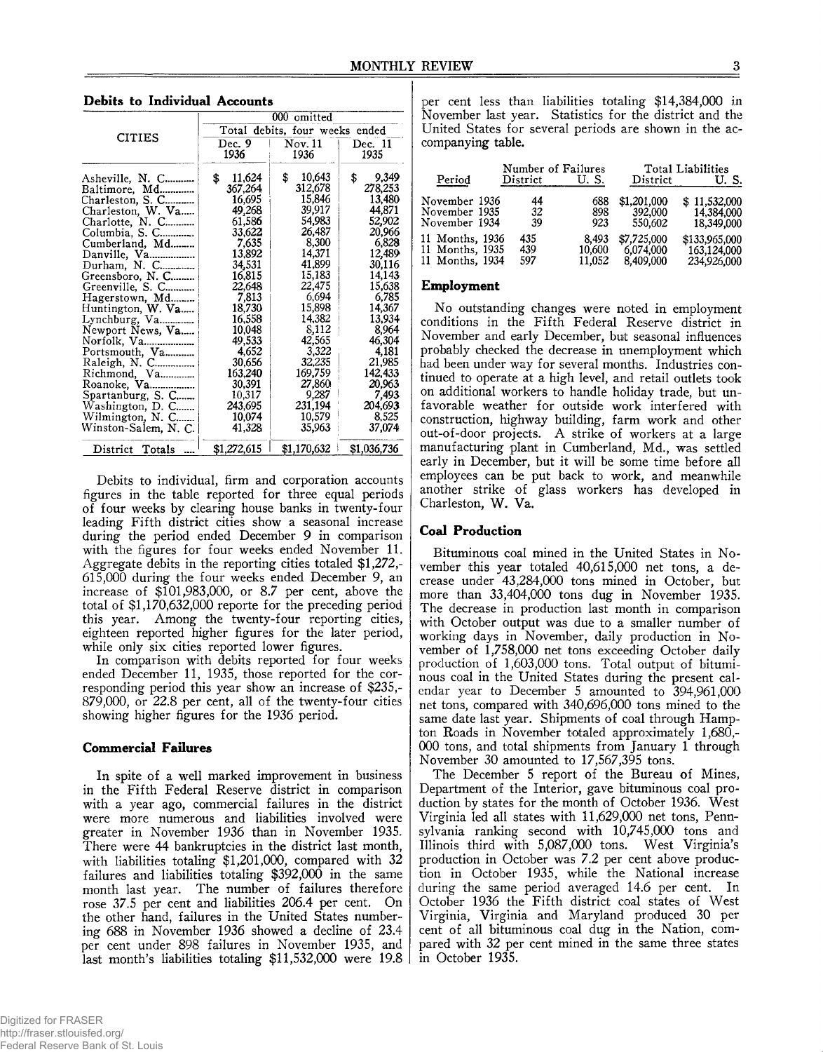### Debits to Individual Accounts

| CITIES | 000 omitted | | |
|---|---|---|---|
| | Total debits, four weeks ended | | |
| | Dec. 9 1936 | Nov. 11 1936 | Dec. 11 1935 |
| Asheville, N. C. | $ 11,624 | $ 10,643 | $ 9,349 |
| Baltimore, Md. | 367,264 | 312,678 | 278,253 |
| Charleston, S. C. | 16,695 | 15,846 | 13,480 |
| Charleston, W. Va. | 49,268 | 39,917 | 44,871 |
| Charlotte, N. C. | 61,586 | 54,983 | 52,902 |
| Columbia, S. C. | 33,622 | 26,487 | 20,966 |
| Cumberland, Md. | 7,635 | 8,300 | 6,828 |
| Danville, Va. | 13,892 | 14,371 | 12,489 |
| Durham, N. C. | 34,531 | 41,899 | 30,116 |
| Greensboro, N. C. | 16,815 | 15,183 | 14,143 |
| Greenville, S. C. | 22,648 | 22,475 | 15,638 |
| Hagerstown, Md. | 7,813 | 6,694 | 6,785 |
| Huntington, W. Va. | 18,730 | 15,898 | 14,367 |
| Lynchburg, Va. | 16,558 | 14,382 | 13,934 |
| Newport News, Va. | 10,048 | 8,112 | 8,964 |
| Norfolk, Va. | 49,533 | 42,565 | 46,304 |
| Portsmouth, Va. | 4,652 | 3,322 | 4,181 |
| Raleigh, N. C. | 30,656 | 32,235 | 21,985 |
| Richmond, Va. | 163,240 | 169,759 | 142,433 |
| Roanoke, Va. | 30,391 | 27,860 | 20,963 |
| Spartanburg, S. C. | 10,317 | 9,287 | 7,493 |
| Washington, D. C. | 243,695 | 231,194 | 204,693 |
| Wilmington, N. C. | 10,074 | 10,579 | 8,525 |
| Winston-Salem, N. C. | 41,328 | 35,963 | 37,074 |
| District Totals | $1,272,615 | $1,170,632 | $1,036,736 |

Debits to individual, firm and corporation accounts figures in the table reported for three equal periods of four weeks by clearing house banks in twenty-four leading Fifth district cities show a seasonal increase during the period ended December 9 in comparison with the figures for four weeks ended November 11. Aggregate debits in the reporting cities totaled $1,272,615,000 during the four weeks ended December 9, an increase of $101,983,000, or 8.7 per cent, above the total of $1,170,632,000 reporte for the preceding period this year. Among the twenty-four reporting cities, eighteen reported higher figures for the later period, while only six cities reported lower figures.

In comparison with debits reported for four weeks ended December 11, 1935, those reported for the corresponding period this year show an increase of $235,879,000, or 22.8 per cent, all of the twenty-four cities showing higher figures for the 1936 period.

### Commercial Failures

In spite of a well marked improvement in business in the Fifth Federal Reserve district in comparison with a year ago, commercial failures in the district were more numerous and liabilities involved were greater in November 1936 than in November 1935. There were 44 bankruptcies in the district last month, with liabilities totaling $1,201,000, compared with 32 failures and liabilities totaling $392,000 in the same month last year. The number of failures therefore rose 37.5 per cent and liabilities 206.4 per cent. On the other hand, failures in the United States numbering 688 in November 1936 showed a decline of 23.4 per cent under 898 failures in November 1935, and last month's liabilities totaling $11,532,000 were 19.8 per cent less than liabilities totaling $14,384,000 in November last year. Statistics for the district and the United States for several periods are shown in the accompanying table.

| Period | Number of Failures | | Total Liabilities | |
|---|---|---|---|---|
| | District | U. S. | District | U. S. |
| November 1936 | 44 | 688 | $1,201,000 | $ 11,532,000 |
| November 1935 | 32 | 898 | 392,000 | 14,384,000 |
| November 1934 | 39 | 923 | 550,602 | 18,349,000 |
| 11 Months, 1936 | 435 | 8,493 | $7,725,000 | $133,965,000 |
| 11 Months, 1935 | 439 | 10,600 | 6,074,000 | 163,124,000 |
| 11 Months, 1934 | 597 | 11,052 | 8,409,000 | 234,926,000 |

### Employment

No outstanding changes were noted in employment conditions in the Fifth Federal Reserve district in November and early December, but seasonal influences probably checked the decrease in unemployment which had been under way for several months. Industries continued to operate at a high level, and retail outlets took on additional workers to handle holiday trade, but unfavorable weather for outside work interfered with construction, highway building, farm work and other out-of-door projects. A strike of workers at a large manufacturing plant in Cumberland, Md., was settled early in December, but it will be some time before all employees can be put back to work, and meanwhile another strike of glass workers has developed in Charleston, W. Va.

### Coal Production

Bituminous coal mined in the United States in November this year totaled 40,615,000 net tons, a decrease under 43,284,000 tons mined in October, but more than 33,404,000 tons dug in November 1935. The decrease in production last month in comparison with October output was due to a smaller number of working days in November, daily production in November of 1,758,000 net tons exceeding October daily production of 1,603,000 tons. Total output of bituminous coal in the United States during the present calendar year to December 5 amounted to 394,961,000 net tons, compared with 340,696,000 tons mined to the same date last year. Shipments of coal through Hampton Roads in November totaled approximately 1,680,000 tons, and total shipments from January 1 through November 30 amounted to 17,567,395 tons.

The December 5 report of the Bureau of Mines, Department of the Interior, gave bituminous coal production by states for the month of October 1936. West Virginia led all states with 11,629,000 net tons, Pennsylvania ranking second with 10,745,000 tons and Illinois third with 5,087,000 tons. West Virginia's production in October was 7.2 per cent above production in October 1935, while the National increase during the same period averaged 14.6 per cent. In October 1936 the Fifth district coal states of West Virginia, Virginia and Maryland produced 30 per cent of all bituminous coal dug in the Nation, compared with 32 per cent mined in the same three states in October 1935.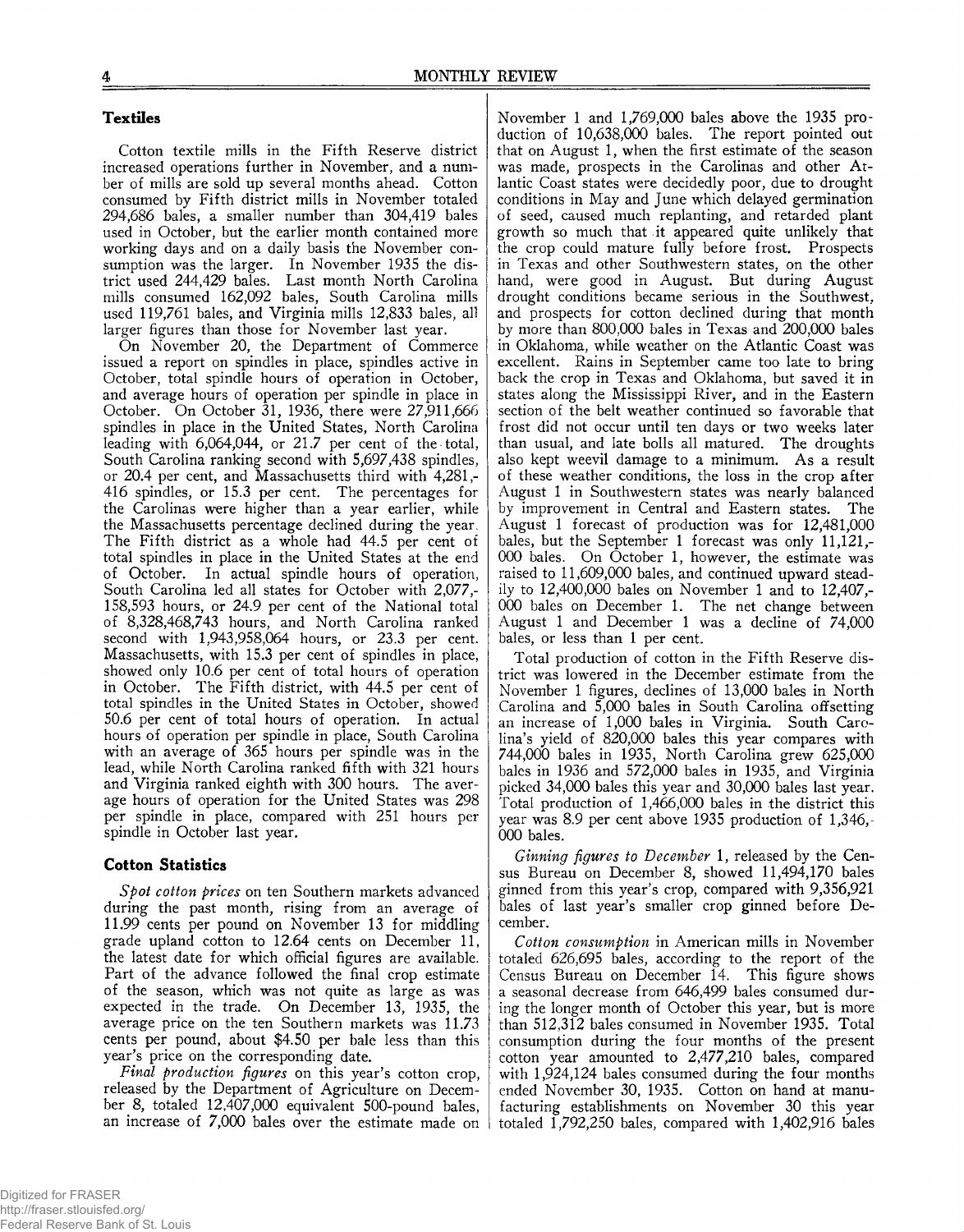## Textiles

Cotton textile mills in the Fifth Reserve district increased operations further in November, and a number of mills are sold up several months ahead. Cotton consumed by Fifth district mills in November totaled 294,686 bales, a smaller number than 304,419 bales used in October, but the earlier month contained more working days and on a daily basis the November consumption was the larger. In November 1935 the district used 244,429 bales. Last month North Carolina mills consumed 162,092 bales, South Carolina mills used 119,761 bales, and Virginia mills 12,833 bales, all larger figures than those for November last year.

On November 20, the Department of Commerce issued a report on spindles in place, spindles active in October, total spindle hours of operation in October, and average hours of operation per spindle in place in October. On October 31, 1936, there were 27,911,666 spindles in place in the United States, North Carolina leading with 6,064,044, or 21.7 per cent of the total, South Carolina ranking second with 5,697,438 spindles, or 20.4 per cent, and Massachusetts third with 4,281,416 spindles, or 15.3 per cent. The percentages for the Carolinas were higher than a year earlier, while the Massachusetts percentage declined during the year. The Fifth district as a whole had 44.5 per cent of total spindles in place in the United States at the end of October. In actual spindle hours of operation, South Carolina led all states for October with 2,077,158,593 hours, or 24.9 per cent of the National total of 8,328,468,743 hours, and North Carolina ranked second with 1,943,958,064 hours, or 23.3 per cent. Massachusetts, with 15.3 per cent of spindles in place, showed only 10.6 per cent of total hours of operation in October. The Fifth district, with 44.5 per cent of total spindles in the United States in October, showed 50.6 per cent of total hours of operation. In actual hours of operation per spindle in place, South Carolina with an average of 365 hours per spindle was in the lead, while North Carolina ranked fifth with 321 hours and Virginia ranked eighth with 300 hours. The average hours of operation for the United States was 298 per spindle in place, compared with 251 hours per spindle in October last year.

## Cotton Statistics

*Spot cotton prices* on ten Southern markets advanced during the past month, rising from an average of 11.99 cents per pound on November 13 for middling grade upland cotton to 12.64 cents on December 11, the latest date for which official figures are available. Part of the advance followed the final crop estimate of the season, which was not quite as large as was expected in the trade. On December 13, 1935, the average price on the ten Southern markets was 11.73 cents per pound, about $4.50 per bale less than this year's price on the corresponding date.

*Final production figures* on this year's cotton crop, released by the Department of Agriculture on December 8, totaled 12,407,000 equivalent 500-pound bales, an increase of 7,000 bales over the estimate made on November 1 and 1,769,000 bales above the 1935 production of 10,638,000 bales. The report pointed out that on August 1, when the first estimate of the season was made, prospects in the Carolinas and other Atlantic Coast states were decidedly poor, due to drought conditions in May and June which delayed germination of seed, caused much replanting, and retarded plant growth so much that it appeared quite unlikely that the crop could mature fully before frost. Prospects in Texas and other Southwestern states, on the other hand, were good in August. But during August drought conditions became serious in the Southwest, and prospects for cotton declined during that month by more than 800,000 bales in Texas and 200,000 bales in Oklahoma, while weather on the Atlantic Coast was excellent. Rains in September came too late to bring back the crop in Texas and Oklahoma, but saved it in states along the Mississippi River, and in the Eastern section of the belt weather continued so favorable that frost did not occur until ten days or two weeks later than usual, and late bolls all matured. The droughts also kept weevil damage to a minimum. As a result of these weather conditions, the loss in the crop after August 1 in Southwestern states was nearly balanced by improvement in Central and Eastern states. The August 1 forecast of production was for 12,481,000 bales, but the September 1 forecast was only 11,121,000 bales. On October 1, however, the estimate was raised to 11,609,000 bales, and continued upward steadily to 12,400,000 bales on November 1 and to 12,407,000 bales on December 1. The net change between August 1 and December 1 was a decline of 74,000 bales, or less than 1 per cent.

Total production of cotton in the Fifth Reserve district was lowered in the December estimate from the November 1 figures, declines of 13,000 bales in North Carolina and 5,000 bales in South Carolina offsetting an increase of 1,000 bales in Virginia. South Carolina's yield of 820,000 bales this year compares with 744,000 bales in 1935, North Carolina grew 625,000 bales in 1936 and 572,000 bales in 1935, and Virginia picked 34,000 bales this year and 30,000 bales last year. Total production of 1,466,000 bales in the district this year was 8.9 per cent above 1935 production of 1,346,000 bales.

*Ginning figures to December* 1, released by the Census Bureau on December 8, showed 11,494,170 bales ginned from this year's crop, compared with 9,356,921 bales of last year's smaller crop ginned before December.

*Cotton consumption* in American mills in November totaled 626,695 bales, according to the report of the Census Bureau on December 14. This figure shows a seasonal decrease from 646,499 bales consumed during the longer month of October this year, but is more than 512,312 bales consumed in November 1935. Total consumption during the four months of the present cotton year amounted to 2,477,210 bales, compared with 1,924,124 bales consumed during the four months ended November 30, 1935. Cotton on hand at manufacturing establishments on November 30 this year totaled 1,792,250 bales, compared with 1,402,916 bales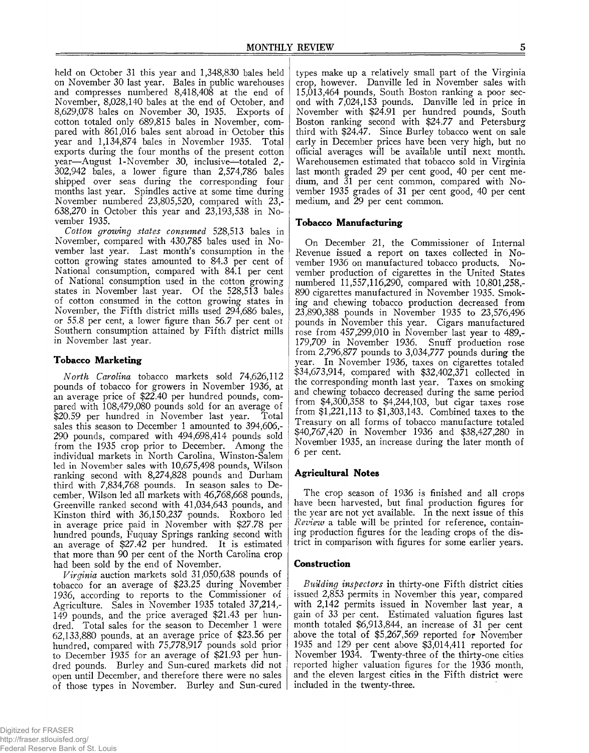held on October 31 this year and 1,348,830 bales held on November 30 last year. Bales in public warehouses and compresses numbered 8,418,408 at the end of November, 8,028,140 bales at the end of October, and 8,629,078 bales on November 30, 1935. Exports of cotton totaled only 689,815 bales in November, compared with 861,016 bales sent abroad in October this year and 1,134,874 bales in November 1935. Total exports during the four months of the present cotton year—August 1-November 30, inclusive—totaled 2,302,942 bales, a lower figure than 2,574,786 bales shipped over seas during the corresponding four months last year. Spindles active at some time during November numbered 23,805,520, compared with 23,638,270 in October this year and 23,193,538 in November 1935.

*Cotton growing states consumed* 528,513 bales in November, compared with 430,785 bales used in November last year. Last month's consumption in the cotton growing states amounted to 84.3 per cent of National consumption, compared with 84.1 per cent of National consumption used in the cotton growing states in November last year. Of the 528,513 bales of cotton consumed in the cotton growing states in November, the Fifth district mills used 294,686 bales, or 55.8 per cent, a lower figure than 56.7 per cent of Southern consumption attained by Fifth district mills in November last year.

### Tobacco Marketing

*North Carolina* tobacco markets sold 74,626,112 pounds of tobacco for growers in November 1936, at an average price of $22.40 per hundred pounds, compared with 108,479,080 pounds sold for an average of $20.59 per hundred in November last year. Total sales this season to December 1 amounted to 394,606,290 pounds, compared with 494,698,414 pounds sold from the 1935 crop prior to December. Among the individual markets in North Carolina, Winston-Salem led in November sales with 10,675,498 pounds, Wilson ranking second with 8,274,828 pounds and Durham third with 7,834,768 pounds. In season sales to December, Wilson led all markets with 46,768,668 pounds, Greenville ranked second with 41,034,643 pounds, and Kinston third with 36,150,237 pounds. Roxboro led in average price paid in November with $27.78 per hundred pounds, Fuquay Springs ranking second with an average of $27.42 per hundred. It is estimated that more than 90 per cent of the North Carolina crop had been sold by the end of November.

*Virginia* auction markets sold 31,050,638 pounds of tobacco for an average of $23.25 during November 1936, according to reports to the Commissioner of Agriculture. Sales in November 1935 totaled 37,214,149 pounds, and the price averaged $21.43 per hundred. Total sales for the season to December 1 were 62,133,880 pounds, at an average price of $23.56 per hundred, compared with 75,778,917 pounds sold prior to December 1935 for an average of $21.93 per hundred pounds. Burley and Sun-cured markets did not open until December, and therefore there were no sales of those types in November. Burley and Sun-cured types make up a relatively small part of the Virginia crop, however. Danville led in November sales with 15,013,464 pounds, South Boston ranking a poor second with 7,024,153 pounds. Danville led in price in November with $24.91 per hundred pounds, South Boston ranking second with $24.77 and Petersburg third with $24.47. Since Burley tobacco went on sale early in December prices have been very high, but no official averages will be available until next month. Warehousemen estimated that tobacco sold in Virginia last month graded 29 per cent good, 40 per cent medium, and 31 per cent common, compared with November 1935 grades of 31 per cent good, 40 per cent medium, and 29 per cent common.

### Tobacco Manufacturing

On December 21, the Commissioner of Internal Revenue issued a report on taxes collected in November 1936 on manufactured tobacco products. November production of cigarettes in the United States numbered 11,557,116,290, compared with 10,801,258,890 cigarettes manufactured in November 1935. Smoking and chewing tobacco production decreased from 23,890,388 pounds in November 1935 to 23,576,496 pounds in November this year. Cigars manufactured rose from 457,299,010 in November last year to 489,179,709 in November 1936. Snuff production rose from 2,796,877 pounds to 3,034,777 pounds during the year. In November 1936, taxes on cigarettes totaled $34,673,914, compared with $32,402,371 collected in the corresponding month last year. Taxes on smoking and chewing tobacco decreased during the same period from $4,300,358 to $4,244,103, but cigar taxes rose from $1,221,113 to $1,303,143. Combined taxes to the Treasury on all forms of tobacco manufacture totaled $40,767,420 in November 1936 and $38,427,280 in November 1935, an increase during the later month of 6 per cent.

### Agricultural Notes

The crop season of 1936 is finished and all crops have been harvested, but final production figures for the year are not yet available. In the next issue of this *Review* a table will be printed for reference, containing production figures for the leading crops of the district in comparison with figures for some earlier years.

### Construction

*Building inspectors* in thirty-one Fifth district cities issued 2,853 permits in November this year, compared with 2,142 permits issued in November last year, a gain of 33 per cent. Estimated valuation figures last month totaled $6,913,844, an increase of 31 per cent above the total of $5,267,569 reported for November 1935 and 129 per cent above $3,014,411 reported for November 1934. Twenty-three of the thirty-one cities reported higher valuation figures for the 1936 month, and the eleven largest cities in the Fifth district were included in the twenty-three.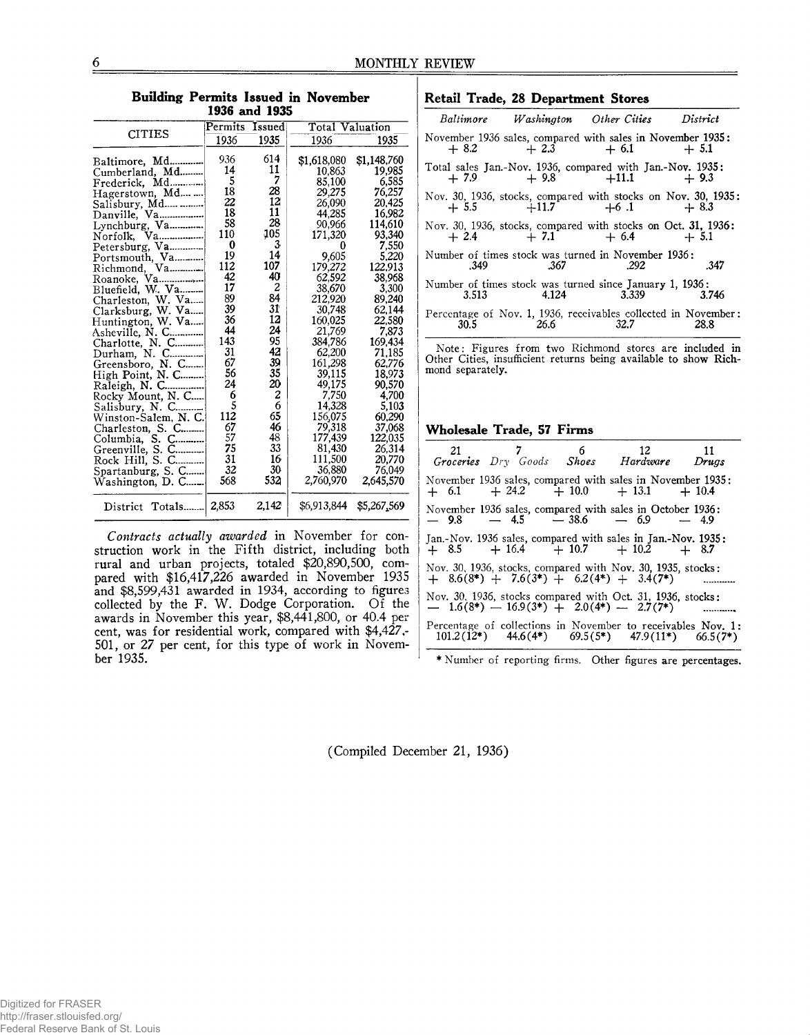## Building Permits Issued in November 1936 and 1935

| CITIES | Permits Issued 1936 | Permits Issued 1935 | Total Valuation 1936 | Total Valuation 1935 |
|---|---|---|---|---|
| Baltimore, Md. | 936 | 614 | $1,618,080 | $1,148,760 |
| Cumberland, Md. | 14 | 11 | 10,863 | 19,985 |
| Frederick, Md. | 5 | 7 | 85,100 | 6,585 |
| Hagerstown, Md. | 18 | 28 | 29,275 | 76,257 |
| Salisbury, Md. | 22 | 12 | 26,090 | 20,425 |
| Danville, Va. | 18 | 11 | 44,285 | 16,982 |
| Lynchburg, Va. | 58 | 28 | 90,966 | 114,610 |
| Norfolk, Va. | 110 | 105 | 171,320 | 93,340 |
| Petersburg, Va. | 0 | 3 | 0 | 7,550 |
| Portsmouth, Va. | 19 | 14 | 9,605 | 5,220 |
| Richmond, Va. | 112 | 107 | 179,272 | 122,913 |
| Roanoke, Va. | 42 | 40 | 62,592 | 38,968 |
| Bluefield, W. Va. | 17 | 2 | 38,670 | 3,300 |
| Charleston, W. Va. | 89 | 84 | 212,920 | 89,240 |
| Clarksburg, W. Va. | 39 | 31 | 30,748 | 62,144 |
| Huntington, W. Va. | 36 | 12 | 160,025 | 22,580 |
| Asheville, N. C. | 44 | 24 | 21,769 | 7,873 |
| Charlotte, N. C. | 143 | 95 | 384,786 | 169,434 |
| Durham, N. C. | 31 | 42 | 62,200 | 71,185 |
| Greensboro, N. C. | 67 | 39 | 161,298 | 62,776 |
| High Point, N. C. | 56 | 35 | 39,115 | 18,973 |
| Raleigh, N. C. | 24 | 20 | 49,175 | 90,570 |
| Rocky Mount, N. C. | 6 | 2 | 7,750 | 4,700 |
| Salisbury, N. C. | 5 | 6 | 14,328 | 5,103 |
| Winston-Salem, N. C. | 112 | 65 | 156,075 | 60,290 |
| Charleston, S. C. | 67 | 46 | 79,318 | 37,068 |
| Columbia, S. C. | 57 | 48 | 177,439 | 122,035 |
| Greenville, S. C. | 75 | 33 | 81,430 | 26,314 |
| Rock Hill, S. C. | 31 | 16 | 111,500 | 20,770 |
| Spartanburg, S. C. | 32 | 30 | 36,880 | 76,049 |
| Washington, D. C. | 568 | 532 | 2,760,970 | 2,645,570 |
| District Totals | 2,853 | 2,142 | $6,913,844 | $5,267,569 |

*Contracts actually awarded* in November for construction work in the Fifth district, including both rural and urban projects, totaled $20,890,500, compared with $16,417,226 awarded in November 1935 and $8,599,431 awarded in 1934, according to figures collected by the F. W. Dodge Corporation. Of the awards in November this year, $8,441,800, or 40.4 per cent, was for residential work, compared with $4,427,501, or 27 per cent, for this type of work in November 1935.

## Retail Trade, 28 Department Stores

| | *Baltimore* | *Washington* | *Other Cities* | *District* |
|---|---|---|---|---|
| November 1936 sales, compared with sales in November 1935: | + 8.2 | + 2.3 | + 6.1 | + 5.1 |
| Total sales Jan.-Nov. 1936, compared with Jan.-Nov. 1935: | + 7.9 | + 9.8 | +11.1 | + 9.3 |
| Nov. 30, 1936, stocks, compared with stocks on Nov. 30, 1935: | + 5.5 | +11.7 | +6 .1 | + 8.3 |
| Nov. 30, 1936, stocks, compared with stocks on Oct. 31, 1936: | + 2.4 | + 7.1 | + 6.4 | + 5.1 |
| Number of times stock was turned in November 1936: | .349 | .367 | .292 | .347 |
| Number of times stock was turned since January 1, 1936: | 3.513 | 4.124 | 3.339 | 3.746 |
| Percentage of Nov. 1, 1936, receivables collected in November: | 30.5 | 26.6 | 32.7 | 28.8 |

Note: Figures from two Richmond stores are included in Other Cities, insufficient returns being available to show Richmond separately.

## Wholesale Trade, 57 Firms

| | 21 *Groceries* | 7 *Dry Goods* | 6 *Shoes* | 12 *Hardware* | 11 *Drugs* |
|---|---|---|---|---|---|
| November 1936 sales, compared with sales in November 1935: | + 6.1 | + 24.2 | + 10.0 | + 13.1 | + 10.4 |
| November 1936 sales, compared with sales in October 1936: | — 9.8 | — 4.5 | — 38.6 | — 6.9 | — 4.9 |
| Jan.-Nov. 1936 sales, compared with sales in Jan.-Nov. 1935: | + 8.5 | + 16.4 | + 10.7 | + 10.2 | + 8.7 |
| Nov. 30, 1936, stocks, compared with Nov. 30, 1935, stocks: | + 8.6(8*) | + 7.6(3*) | + 6.2(4*) | + 3.4(7*) | ............ |
| Nov. 30, 1936, stocks compared with Oct. 31, 1936, stocks: | — 1.6(8*) | — 16.9(3*) | + 2.0(4*) | — 2.7(7*) | ............ |
| Percentage of collections in November to receivables Nov. 1: | 101.2(12*) | 44.6(4*) | 69.5(5*) | 47.9(11*) | 66.5(7*) |

\* Number of reporting firms. Other figures are percentages.

(Compiled December 21, 1936)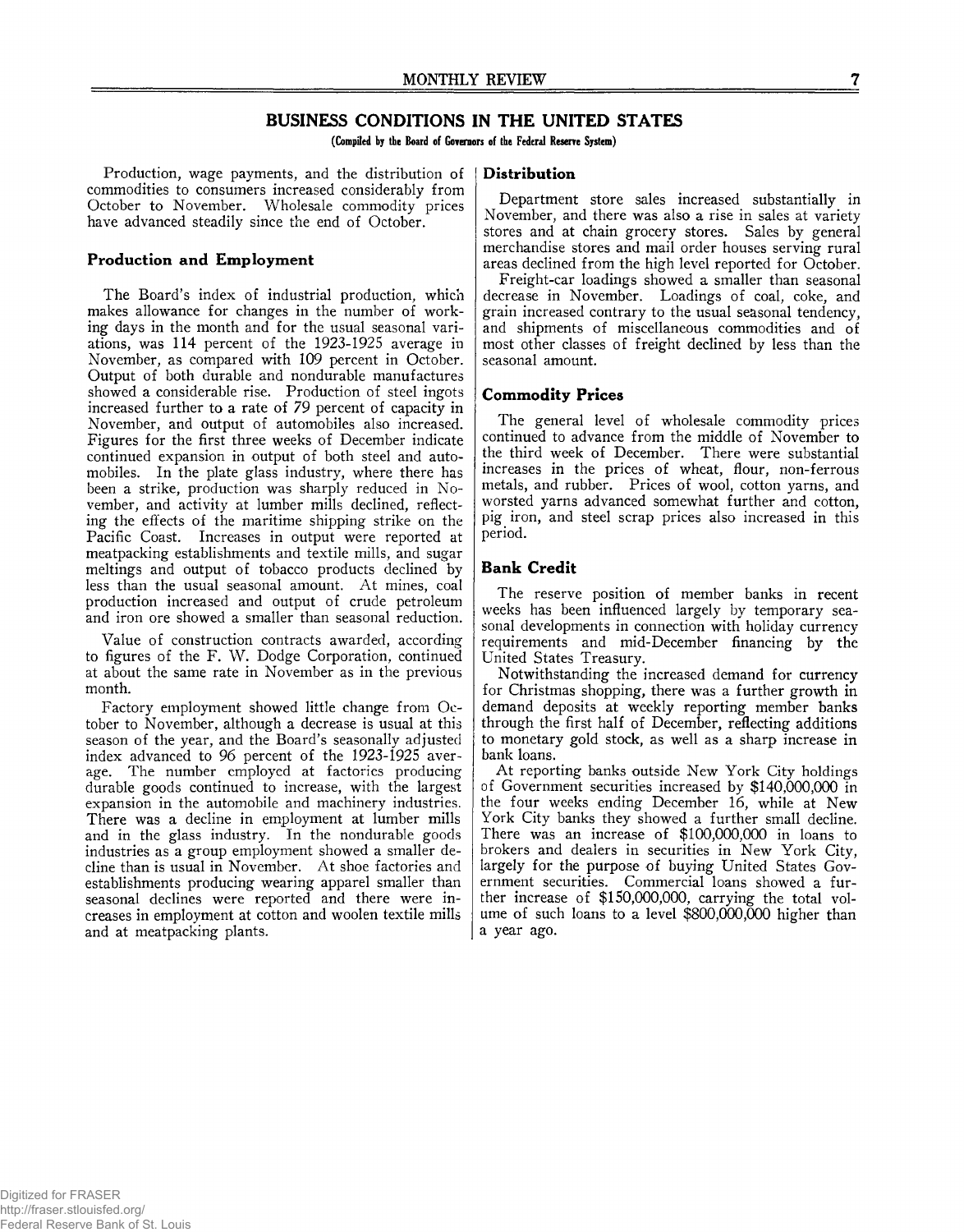## BUSINESS CONDITIONS IN THE UNITED STATES

(Compiled by the Board of Governors of the Federal Reserve System)

Production, wage payments, and the distribution of commodities to consumers increased considerably from October to November. Wholesale commodity prices have advanced steadily since the end of October.

### Production and Employment

The Board's index of industrial production, which makes allowance for changes in the number of working days in the month and for the usual seasonal variations, was 114 percent of the 1923-1925 average in November, as compared with 109 percent in October. Output of both durable and nondurable manufactures showed a considerable rise. Production of steel ingots increased further to a rate of 79 percent of capacity in November, and output of automobiles also increased. Figures for the first three weeks of December indicate continued expansion in output of both steel and automobiles. In the plate glass industry, where there has been a strike, production was sharply reduced in November, and activity at lumber mills declined, reflecting the effects of the maritime shipping strike on the Pacific Coast. Increases in output were reported at meatpacking establishments and textile mills, and sugar meltings and output of tobacco products declined by less than the usual seasonal amount. At mines, coal production increased and output of crude petroleum and iron ore showed a smaller than seasonal reduction.

Value of construction contracts awarded, according to figures of the F. W. Dodge Corporation, continued at about the same rate in November as in the previous month.

Factory employment showed little change from October to November, although a decrease is usual at this season of the year, and the Board's seasonally adjusted index advanced to 96 percent of the 1923-1925 average. The number employed at factories producing durable goods continued to increase, with the largest expansion in the automobile and machinery industries. There was a decline in employment at lumber mills and in the glass industry. In the nondurable goods industries as a group employment showed a smaller decline than is usual in November. At shoe factories and establishments producing wearing apparel smaller than seasonal declines were reported and there were increases in employment at cotton and woolen textile mills and at meatpacking plants.

### Distribution

Department store sales increased substantially in November, and there was also a rise in sales at variety stores and at chain grocery stores. Sales by general merchandise stores and mail order houses serving rural areas declined from the high level reported for October.

Freight-car loadings showed a smaller than seasonal decrease in November. Loadings of coal, coke, and grain increased contrary to the usual seasonal tendency, and shipments of miscellaneous commodities and of most other classes of freight declined by less than the seasonal amount.

### Commodity Prices

The general level of wholesale commodity prices continued to advance from the middle of November to the third week of December. There were substantial increases in the prices of wheat, flour, non-ferrous metals, and rubber. Prices of wool, cotton yarns, and worsted yarns advanced somewhat further and cotton, pig iron, and steel scrap prices also increased in this period.

### Bank Credit

The reserve position of member banks in recent weeks has been influenced largely by temporary seasonal developments in connection with holiday currency requirements and mid-December financing by the United States Treasury.

Notwithstanding the increased demand for currency for Christmas shopping, there was a further growth in demand deposits at weekly reporting member banks through the first half of December, reflecting additions to monetary gold stock, as well as a sharp increase in bank loans.

At reporting banks outside New York City holdings of Government securities increased by $140,000,000 in the four weeks ending December 16, while at New York City banks they showed a further small decline. There was an increase of $100,000,000 in loans to brokers and dealers in securities in New York City, largely for the purpose of buying United States Government securities. Commercial loans showed a further increase of $150,000,000, carrying the total volume of such loans to a level $800,000,000 higher than a year ago.